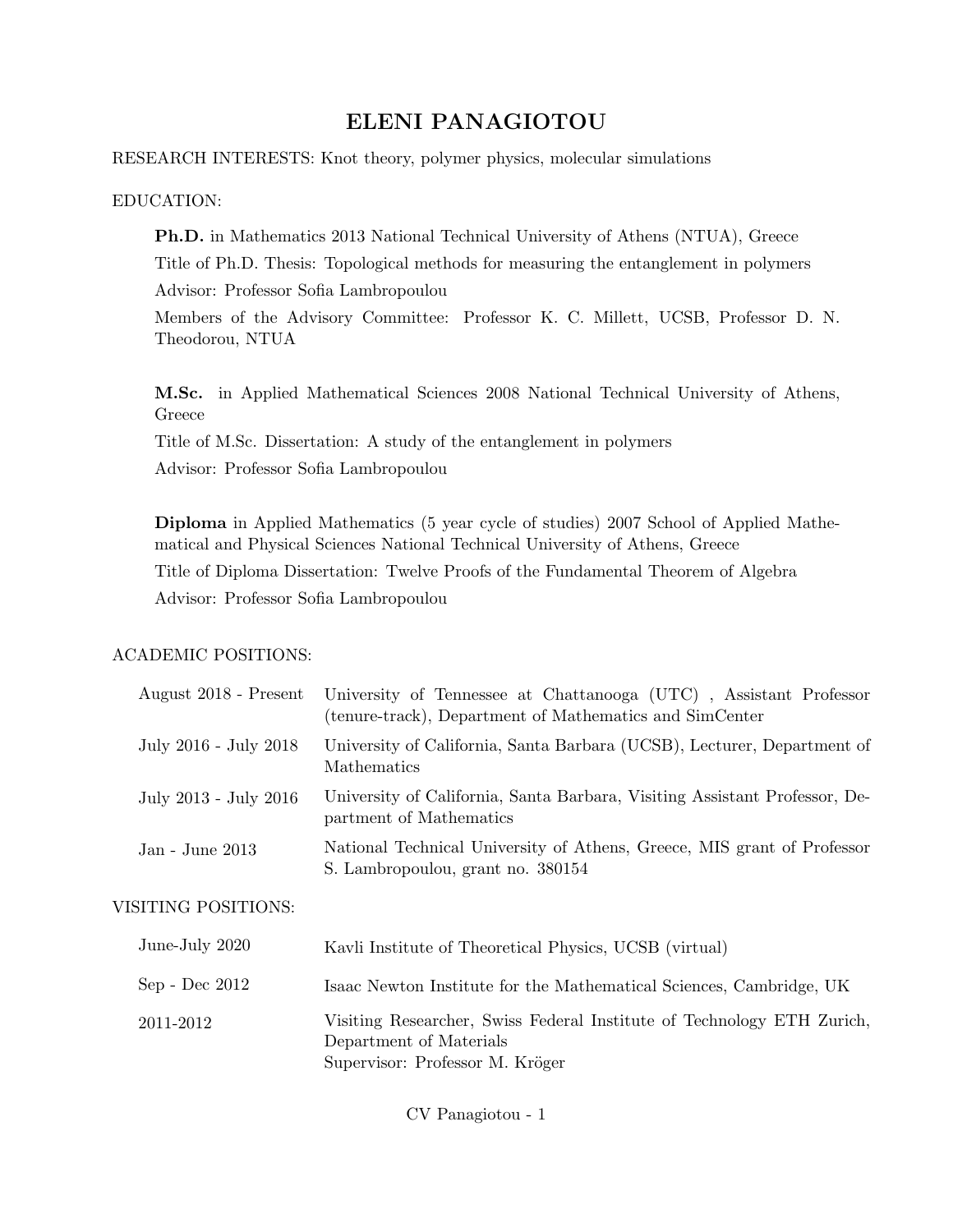# ELENI PANAGIOTOU

RESEARCH INTERESTS: Knot theory, polymer physics, molecular simulations

EDUCATION:

**Ph.D.** in Mathematics 2013 National Technical University of Athens (NTUA), Greece

Title of Ph.D. Thesis: Topological methods for measuring the entanglement in polymers

Advisor: Professor Sofia Lambropoulou

Members of the Advisory Committee: Professor K. C. Millett, UCSB, Professor D. N. Theodorou, NTUA

**M.Sc.** in Applied Mathematical Sciences 2008 National Technical University of Athens, Greece

Title of M.Sc. Dissertation: A study of the entanglement in polymers

Advisor: Professor Sofia Lambropoulou

**Diploma** in Applied Mathematics (5 year cycle of studies) 2007 School of Applied Mathematical and Physical Sciences National Technical University of Athens, Greece

Title of Diploma Dissertation: Twelve Proofs of the Fundamental Theorem of Algebra

Advisor: Professor Sofia Lambropoulou

ACADEMIC POSITIONS:

| | |
|---|---|
| August 2018 - Present | University of Tennessee at Chattanooga (UTC) , Assistant Professor (tenure-track), Department of Mathematics and SimCenter |
| July 2016 - July 2018 | University of California, Santa Barbara (UCSB), Lecturer, Department of Mathematics |
| July 2013 - July 2016 | University of California, Santa Barbara, Visiting Assistant Professor, Department of Mathematics |
| Jan - June 2013 | National Technical University of Athens, Greece, MIS grant of Professor S. Lambropoulou, grant no. 380154 |

VISITING POSITIONS:

| | |
|---|---|
| June-July 2020 | Kavli Institute of Theoretical Physics, UCSB (virtual) |
| Sep - Dec 2012 | Isaac Newton Institute for the Mathematical Sciences, Cambridge, UK |
| 2011-2012 | Visiting Researcher, Swiss Federal Institute of Technology ETH Zurich, Department of Materials<br>Supervisor: Professor M. Kröger |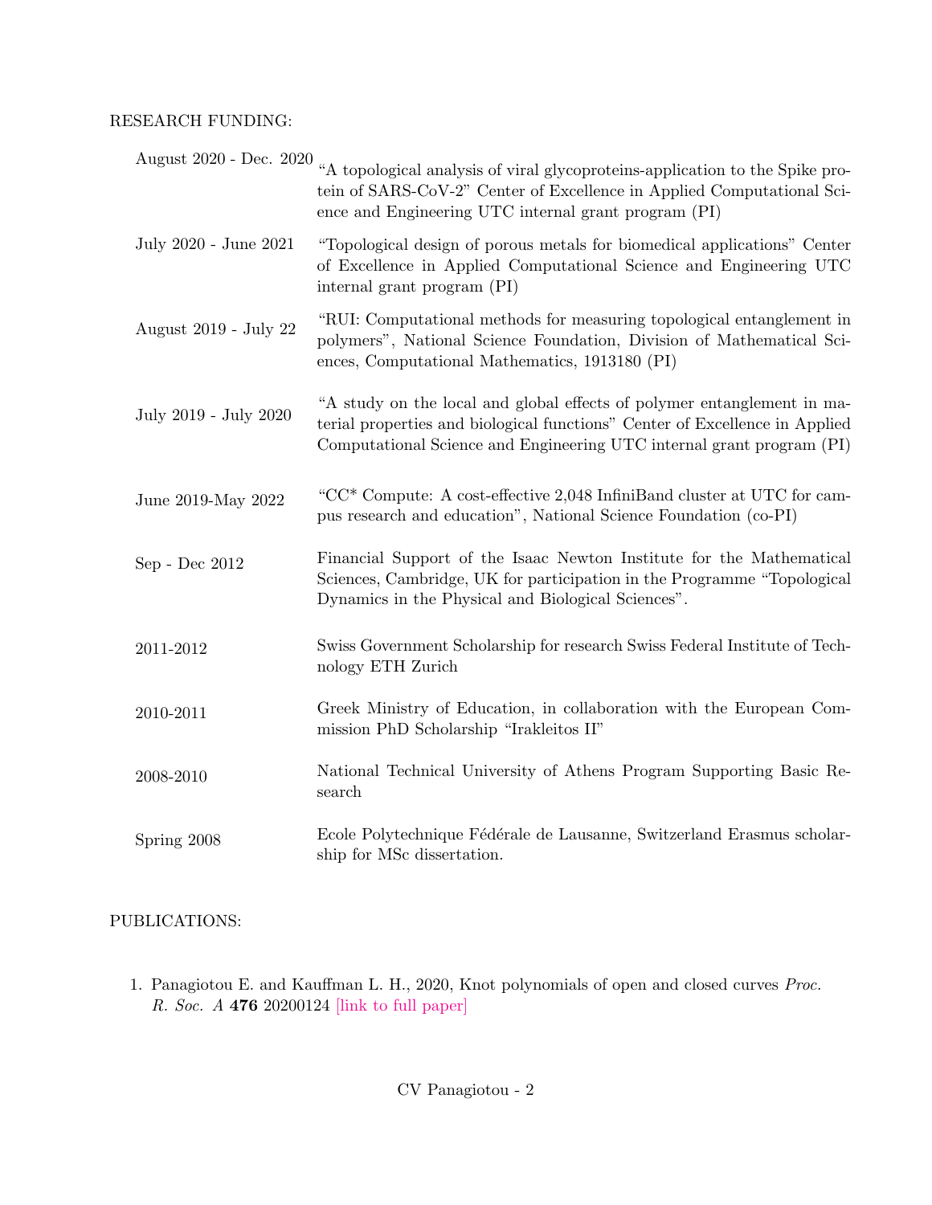RESEARCH FUNDING:

| | |
|---|---|
| August 2020 - Dec. 2020 | "A topological analysis of viral glycoproteins-application to the Spike protein of SARS-CoV-2" Center of Excellence in Applied Computational Science and Engineering UTC internal grant program (PI) |
| July 2020 - June 2021 | "Topological design of porous metals for biomedical applications" Center of Excellence in Applied Computational Science and Engineering UTC internal grant program (PI) |
| August 2019 - July 22 | "RUI: Computational methods for measuring topological entanglement in polymers", National Science Foundation, Division of Mathematical Sciences, Computational Mathematics, 1913180 (PI) |
| July 2019 - July 2020 | "A study on the local and global effects of polymer entanglement in material properties and biological functions" Center of Excellence in Applied Computational Science and Engineering UTC internal grant program (PI) |
| June 2019-May 2022 | "CC* Compute: A cost-effective 2,048 InfiniBand cluster at UTC for campus research and education", National Science Foundation (co-PI) |
| Sep - Dec 2012 | Financial Support of the Isaac Newton Institute for the Mathematical Sciences, Cambridge, UK for participation in the Programme "Topological Dynamics in the Physical and Biological Sciences". |
| 2011-2012 | Swiss Government Scholarship for research Swiss Federal Institute of Technology ETH Zurich |
| 2010-2011 | Greek Ministry of Education, in collaboration with the European Commission PhD Scholarship "Irakleitos II" |
| 2008-2010 | National Technical University of Athens Program Supporting Basic Research |
| Spring 2008 | Ecole Polytechnique Fédérale de Lausanne, Switzerland Erasmus scholarship for MSc dissertation. |

PUBLICATIONS:

1. Panagiotou E. and Kauffman L. H., 2020, Knot polynomials of open and closed curves *Proc. R. Soc. A* **476** 20200124 [link to full paper]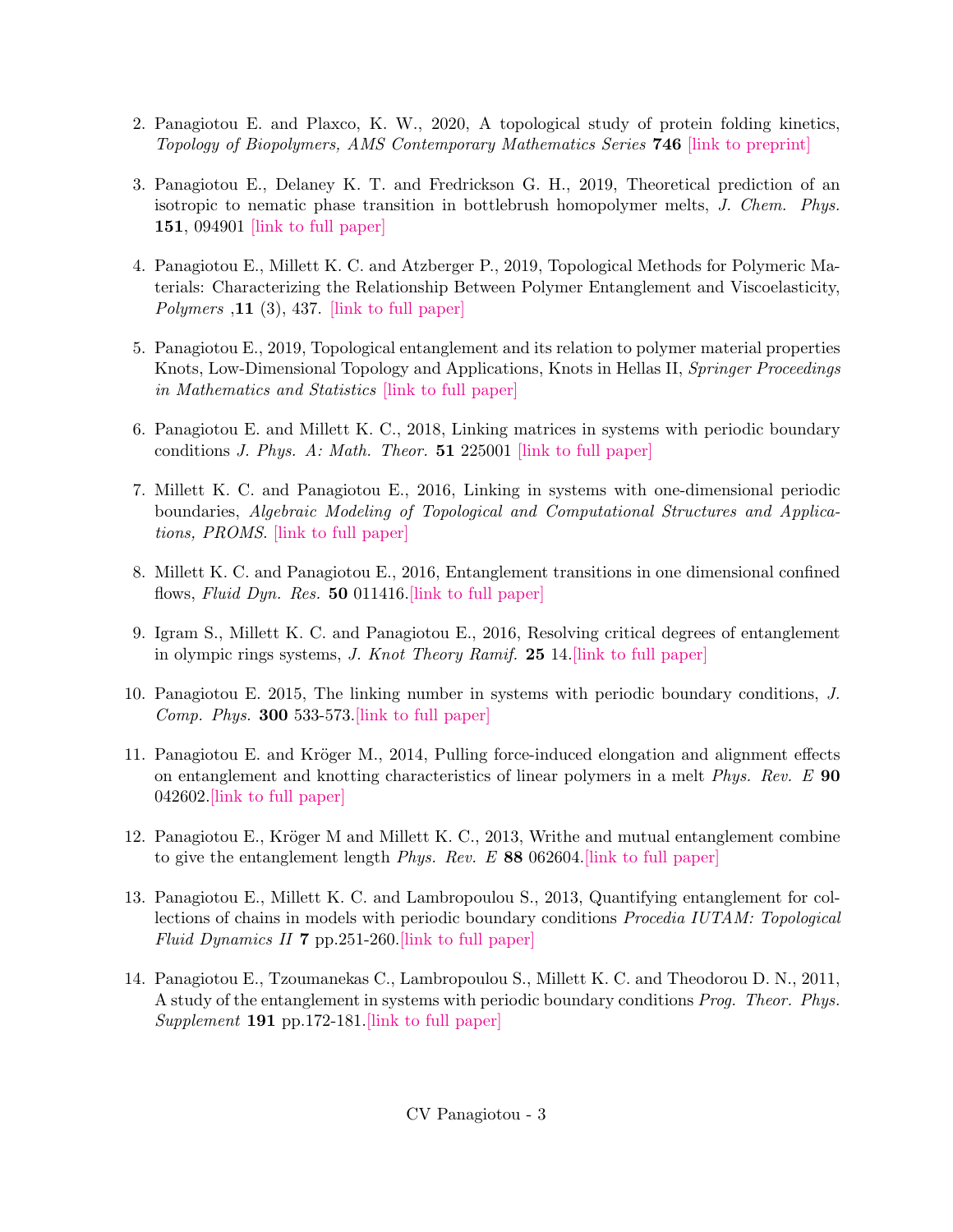2. Panagiotou E. and Plaxco, K. W., 2020, A topological study of protein folding kinetics, *Topology of Biopolymers, AMS Contemporary Mathematics Series* **746** [link to preprint]

3. Panagiotou E., Delaney K. T. and Fredrickson G. H., 2019, Theoretical prediction of an isotropic to nematic phase transition in bottlebrush homopolymer melts, *J. Chem. Phys.* **151**, 094901 [link to full paper]

4. Panagiotou E., Millett K. C. and Atzberger P., 2019, Topological Methods for Polymeric Materials: Characterizing the Relationship Between Polymer Entanglement and Viscoelasticity, *Polymers* ,**11** (3), 437. [link to full paper]

5. Panagiotou E., 2019, Topological entanglement and its relation to polymer material properties Knots, Low-Dimensional Topology and Applications, Knots in Hellas II, *Springer Proceedings in Mathematics and Statistics* [link to full paper]

6. Panagiotou E. and Millett K. C., 2018, Linking matrices in systems with periodic boundary conditions *J. Phys. A: Math. Theor.* **51** 225001 [link to full paper]

7. Millett K. C. and Panagiotou E., 2016, Linking in systems with one-dimensional periodic boundaries, *Algebraic Modeling of Topological and Computational Structures and Applications, PROMS*. [link to full paper]

8. Millett K. C. and Panagiotou E., 2016, Entanglement transitions in one dimensional confined flows, *Fluid Dyn. Res.* **50** 011416.[link to full paper]

9. Igram S., Millett K. C. and Panagiotou E., 2016, Resolving critical degrees of entanglement in olympic rings systems, *J. Knot Theory Ramif.* **25** 14.[link to full paper]

10. Panagiotou E. 2015, The linking number in systems with periodic boundary conditions, *J. Comp. Phys.* **300** 533-573.[link to full paper]

11. Panagiotou E. and Kröger M., 2014, Pulling force-induced elongation and alignment effects on entanglement and knotting characteristics of linear polymers in a melt *Phys. Rev. E* **90** 042602.[link to full paper]

12. Panagiotou E., Kröger M and Millett K. C., 2013, Writhe and mutual entanglement combine to give the entanglement length *Phys. Rev. E* **88** 062604.[link to full paper]

13. Panagiotou E., Millett K. C. and Lambropoulou S., 2013, Quantifying entanglement for collections of chains in models with periodic boundary conditions *Procedia IUTAM: Topological Fluid Dynamics II* **7** pp.251-260.[link to full paper]

14. Panagiotou E., Tzoumanekas C., Lambropoulou S., Millett K. C. and Theodorou D. N., 2011, A study of the entanglement in systems with periodic boundary conditions *Prog. Theor. Phys. Supplement* **191** pp.172-181.[link to full paper]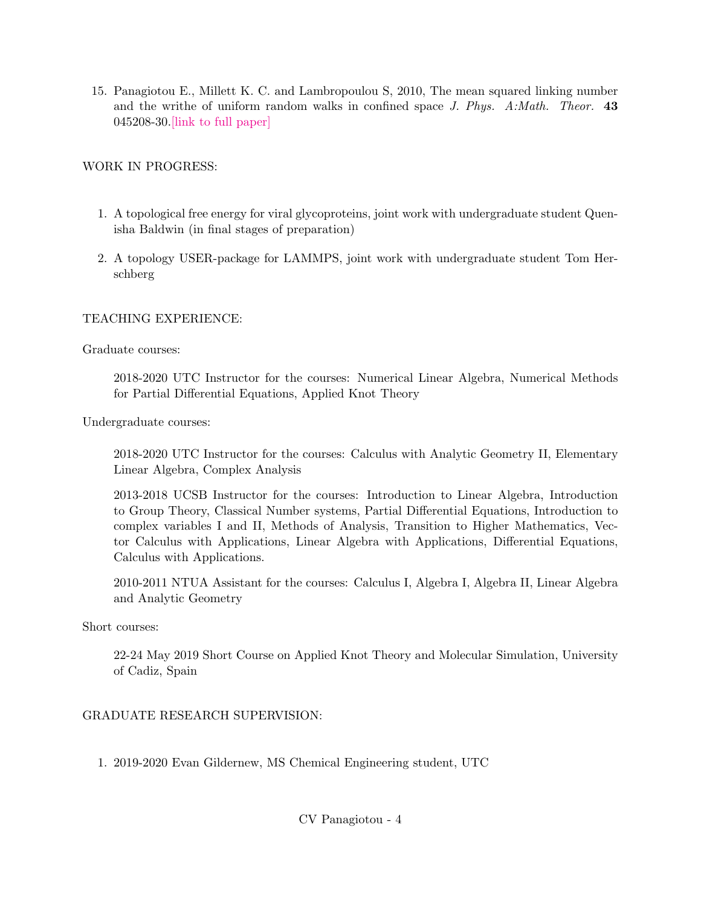15. Panagiotou E., Millett K. C. and Lambropoulou S, 2010, The mean squared linking number and the writhe of uniform random walks in confined space *J. Phys. A:Math. Theor.* **43** 045208-30.[link to full paper]

WORK IN PROGRESS:

1. A topological free energy for viral glycoproteins, joint work with undergraduate student Quenisha Baldwin (in final stages of preparation)
2. A topology USER-package for LAMMPS, joint work with undergraduate student Tom Herschberg

TEACHING EXPERIENCE:

Graduate courses:

> 2018-2020 UTC Instructor for the courses: Numerical Linear Algebra, Numerical Methods for Partial Differential Equations, Applied Knot Theory

Undergraduate courses:

> 2018-2020 UTC Instructor for the courses: Calculus with Analytic Geometry II, Elementary Linear Algebra, Complex Analysis
>
> 2013-2018 UCSB Instructor for the courses: Introduction to Linear Algebra, Introduction to Group Theory, Classical Number systems, Partial Differential Equations, Introduction to complex variables I and II, Methods of Analysis, Transition to Higher Mathematics, Vector Calculus with Applications, Linear Algebra with Applications, Differential Equations, Calculus with Applications.
>
> 2010-2011 NTUA Assistant for the courses: Calculus I, Algebra I, Algebra II, Linear Algebra and Analytic Geometry

Short courses:

> 22-24 May 2019 Short Course on Applied Knot Theory and Molecular Simulation, University of Cadiz, Spain

GRADUATE RESEARCH SUPERVISION:

1. 2019-2020 Evan Gildernew, MS Chemical Engineering student, UTC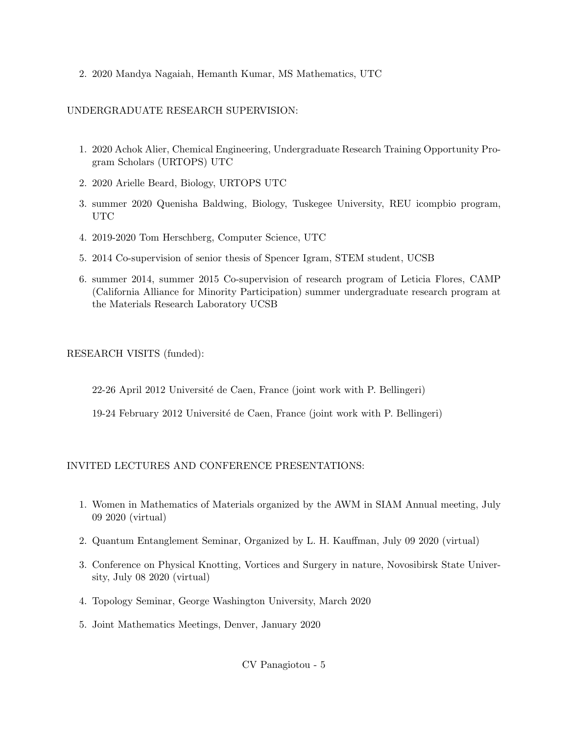2. 2020 Mandya Nagaiah, Hemanth Kumar, MS Mathematics, UTC

UNDERGRADUATE RESEARCH SUPERVISION:

1. 2020 Achok Alier, Chemical Engineering, Undergraduate Research Training Opportunity Program Scholars (URTOPS) UTC
2. 2020 Arielle Beard, Biology, URTOPS UTC
3. summer 2020 Quenisha Baldwing, Biology, Tuskegee University, REU icompbio program, UTC
4. 2019-2020 Tom Herschberg, Computer Science, UTC
5. 2014 Co-supervision of senior thesis of Spencer Igram, STEM student, UCSB
6. summer 2014, summer 2015 Co-supervision of research program of Leticia Flores, CAMP (California Alliance for Minority Participation) summer undergraduate research program at the Materials Research Laboratory UCSB

RESEARCH VISITS (funded):

22-26 April 2012 Université de Caen, France (joint work with P. Bellingeri)

19-24 February 2012 Université de Caen, France (joint work with P. Bellingeri)

INVITED LECTURES AND CONFERENCE PRESENTATIONS:

1. Women in Mathematics of Materials organized by the AWM in SIAM Annual meeting, July 09 2020 (virtual)
2. Quantum Entanglement Seminar, Organized by L. H. Kauffman, July 09 2020 (virtual)
3. Conference on Physical Knotting, Vortices and Surgery in nature, Novosibirsk State University, July 08 2020 (virtual)
4. Topology Seminar, George Washington University, March 2020
5. Joint Mathematics Meetings, Denver, January 2020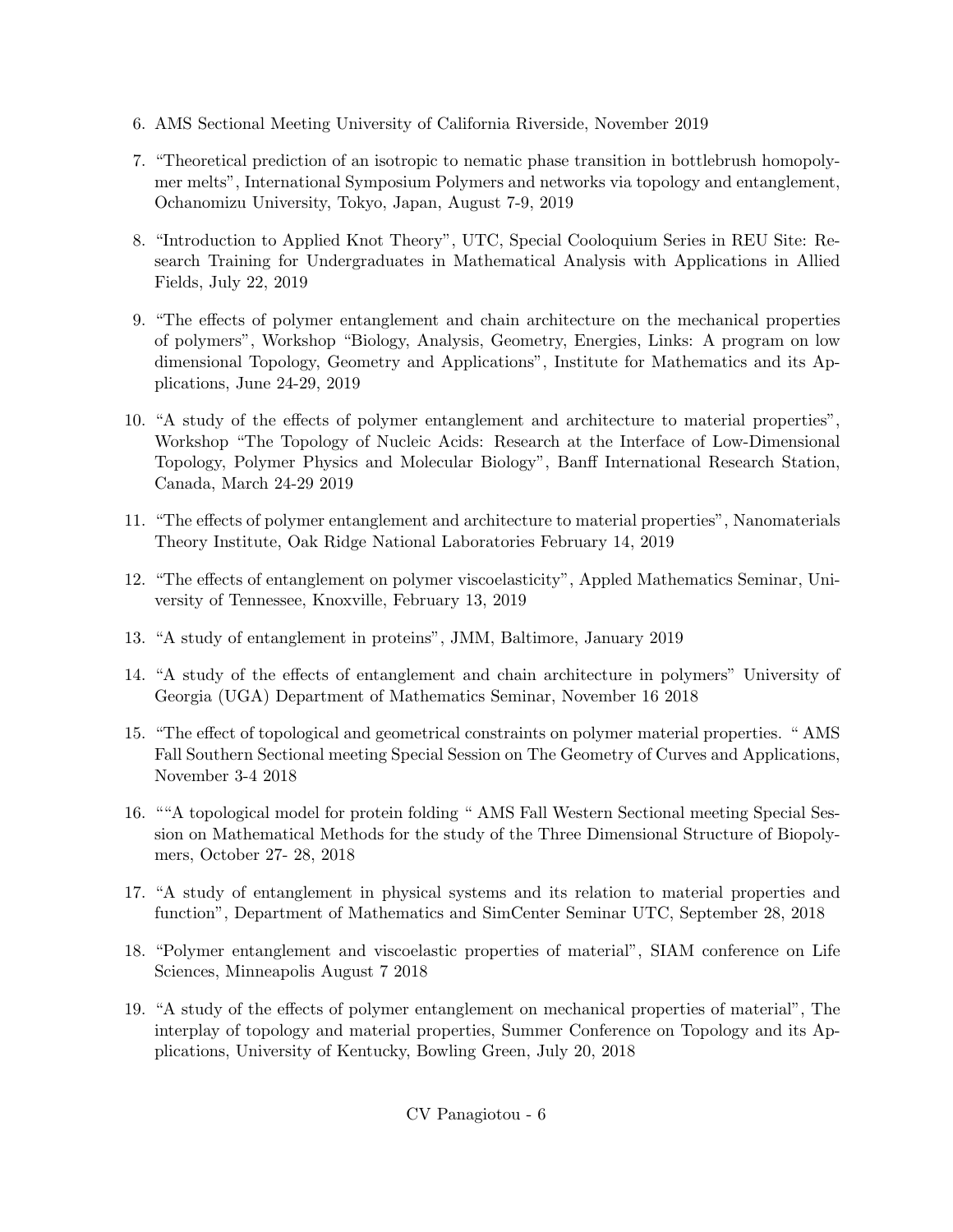6. AMS Sectional Meeting University of California Riverside, November 2019
7. "Theoretical prediction of an isotropic to nematic phase transition in bottlebrush homopolymer melts", International Symposium Polymers and networks via topology and entanglement, Ochanomizu University, Tokyo, Japan, August 7-9, 2019
8. "Introduction to Applied Knot Theory", UTC, Special Cooloquium Series in REU Site: Research Training for Undergraduates in Mathematical Analysis with Applications in Allied Fields, July 22, 2019
9. "The effects of polymer entanglement and chain architecture on the mechanical properties of polymers", Workshop "Biology, Analysis, Geometry, Energies, Links: A program on low dimensional Topology, Geometry and Applications", Institute for Mathematics and its Applications, June 24-29, 2019
10. "A study of the effects of polymer entanglement and architecture to material properties", Workshop "The Topology of Nucleic Acids: Research at the Interface of Low-Dimensional Topology, Polymer Physics and Molecular Biology", Banff International Research Station, Canada, March 24-29 2019
11. "The effects of polymer entanglement and architecture to material properties", Nanomaterials Theory Institute, Oak Ridge National Laboratories February 14, 2019
12. "The effects of entanglement on polymer viscoelasticity", Appled Mathematics Seminar, University of Tennessee, Knoxville, February 13, 2019
13. "A study of entanglement in proteins", JMM, Baltimore, January 2019
14. "A study of the effects of entanglement and chain architecture in polymers" University of Georgia (UGA) Department of Mathematics Seminar, November 16 2018
15. "The effect of topological and geometrical constraints on polymer material properties. " AMS Fall Southern Sectional meeting Special Session on The Geometry of Curves and Applications, November 3-4 2018
16. ""A topological model for protein folding " AMS Fall Western Sectional meeting Special Session on Mathematical Methods for the study of the Three Dimensional Structure of Biopolymers, October 27- 28, 2018
17. "A study of entanglement in physical systems and its relation to material properties and function", Department of Mathematics and SimCenter Seminar UTC, September 28, 2018
18. "Polymer entanglement and viscoelastic properties of material", SIAM conference on Life Sciences, Minneapolis August 7 2018
19. "A study of the effects of polymer entanglement on mechanical properties of material", The interplay of topology and material properties, Summer Conference on Topology and its Applications, University of Kentucky, Bowling Green, July 20, 2018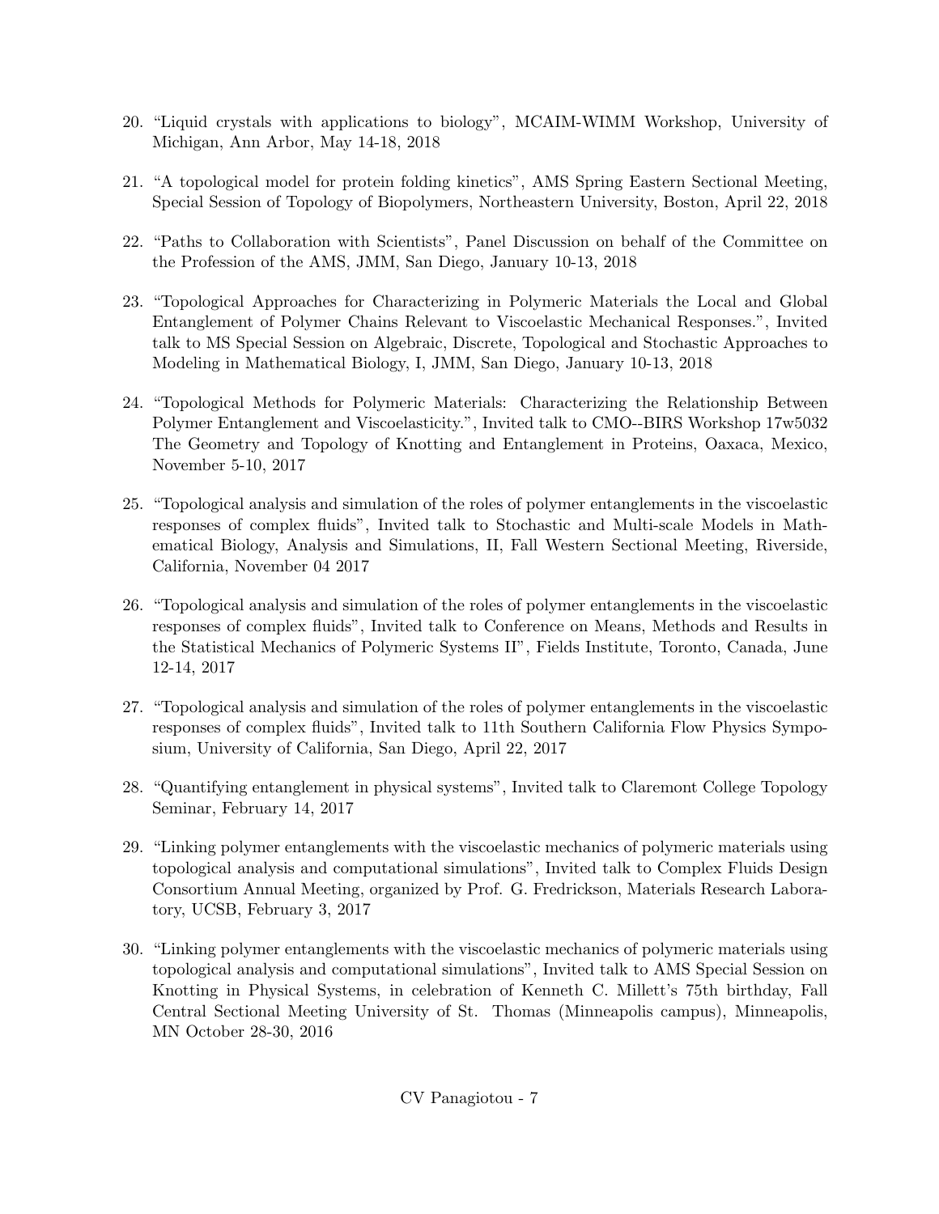20. "Liquid crystals with applications to biology", MCAIM-WIMM Workshop, University of Michigan, Ann Arbor, May 14-18, 2018

21. "A topological model for protein folding kinetics", AMS Spring Eastern Sectional Meeting, Special Session of Topology of Biopolymers, Northeastern University, Boston, April 22, 2018

22. "Paths to Collaboration with Scientists", Panel Discussion on behalf of the Committee on the Profession of the AMS, JMM, San Diego, January 10-13, 2018

23. "Topological Approaches for Characterizing in Polymeric Materials the Local and Global Entanglement of Polymer Chains Relevant to Viscoelastic Mechanical Responses.", Invited talk to MS Special Session on Algebraic, Discrete, Topological and Stochastic Approaches to Modeling in Mathematical Biology, I, JMM, San Diego, January 10-13, 2018

24. "Topological Methods for Polymeric Materials: Characterizing the Relationship Between Polymer Entanglement and Viscoelasticity.", Invited talk to CMO--BIRS Workshop 17w5032 The Geometry and Topology of Knotting and Entanglement in Proteins, Oaxaca, Mexico, November 5-10, 2017

25. "Topological analysis and simulation of the roles of polymer entanglements in the viscoelastic responses of complex fluids", Invited talk to Stochastic and Multi-scale Models in Mathematical Biology, Analysis and Simulations, II, Fall Western Sectional Meeting, Riverside, California, November 04 2017

26. "Topological analysis and simulation of the roles of polymer entanglements in the viscoelastic responses of complex fluids", Invited talk to Conference on Means, Methods and Results in the Statistical Mechanics of Polymeric Systems II", Fields Institute, Toronto, Canada, June 12-14, 2017

27. "Topological analysis and simulation of the roles of polymer entanglements in the viscoelastic responses of complex fluids", Invited talk to 11th Southern California Flow Physics Symposium, University of California, San Diego, April 22, 2017

28. "Quantifying entanglement in physical systems", Invited talk to Claremont College Topology Seminar, February 14, 2017

29. "Linking polymer entanglements with the viscoelastic mechanics of polymeric materials using topological analysis and computational simulations", Invited talk to Complex Fluids Design Consortium Annual Meeting, organized by Prof. G. Fredrickson, Materials Research Laboratory, UCSB, February 3, 2017

30. "Linking polymer entanglements with the viscoelastic mechanics of polymeric materials using topological analysis and computational simulations", Invited talk to AMS Special Session on Knotting in Physical Systems, in celebration of Kenneth C. Millett's 75th birthday, Fall Central Sectional Meeting University of St. Thomas (Minneapolis campus), Minneapolis, MN October 28-30, 2016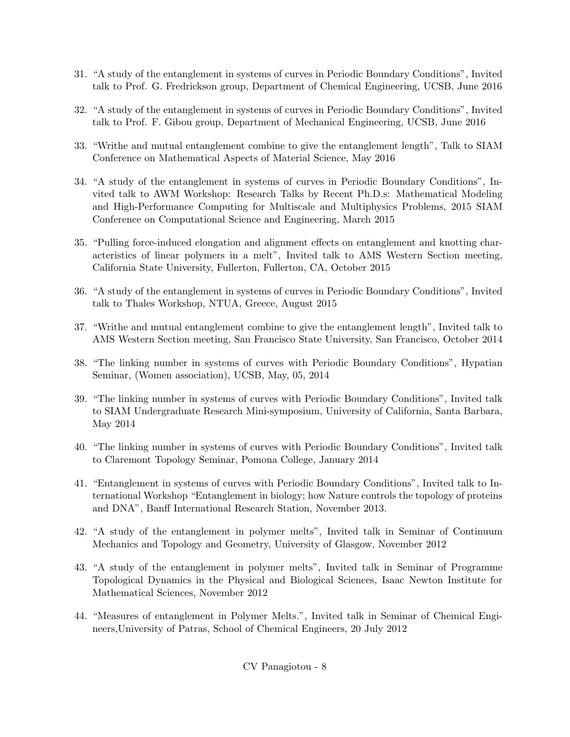31. "A study of the entanglement in systems of curves in Periodic Boundary Conditions", Invited talk to Prof. G. Fredrickson group, Department of Chemical Engineering, UCSB, June 2016

32. "A study of the entanglement in systems of curves in Periodic Boundary Conditions", Invited talk to Prof. F. Gibou group, Department of Mechanical Engineering, UCSB, June 2016

33. "Writhe and mutual entanglement combine to give the entanglement length", Talk to SIAM Conference on Mathematical Aspects of Material Science, May 2016

34. "A study of the entanglement in systems of curves in Periodic Boundary Conditions", Invited talk to AWM Workshop: Research Talks by Recent Ph.D.s: Mathematical Modeling and High-Performance Computing for Multiscale and Multiphysics Problems, 2015 SIAM Conference on Computational Science and Engineering, March 2015

35. "Pulling force-induced elongation and alignment effects on entanglement and knotting characteristics of linear polymers in a melt", Invited talk to AMS Western Section meeting, California State University, Fullerton, Fullerton, CA, October 2015

36. "A study of the entanglement in systems of curves in Periodic Boundary Conditions", Invited talk to Thales Workshop, NTUA, Greece, August 2015

37. "Writhe and mutual entanglement combine to give the entanglement length", Invited talk to AMS Western Section meeting, San Francisco State University, San Francisco, October 2014

38. "The linking number in systems of curves with Periodic Boundary Conditions", Hypatian Seminar, (Women association), UCSB, May, 05, 2014

39. "The linking number in systems of curves with Periodic Boundary Conditions", Invited talk to SIAM Undergraduate Research Mini-symposium, University of California, Santa Barbara, May 2014

40. "The linking number in systems of curves with Periodic Boundary Conditions", Invited talk to Claremont Topology Seminar, Pomona College, January 2014

41. "Entanglement in systems of curves with Periodic Boundary Conditions", Invited talk to International Workshop "Entanglement in biology; how Nature controls the topology of proteins and DNA", Banff International Research Station, November 2013.

42. "A study of the entanglement in polymer melts", Invited talk in Seminar of Continuum Mechanics and Topology and Geometry, University of Glasgow, November 2012

43. "A study of the entanglement in polymer melts", Invited talk in Seminar of Programme Topological Dynamics in the Physical and Biological Sciences, Isaac Newton Institute for Mathematical Sciences, November 2012

44. "Measures of entanglement in Polymer Melts.", Invited talk in Seminar of Chemical Engineers,University of Patras, School of Chemical Engineers, 20 July 2012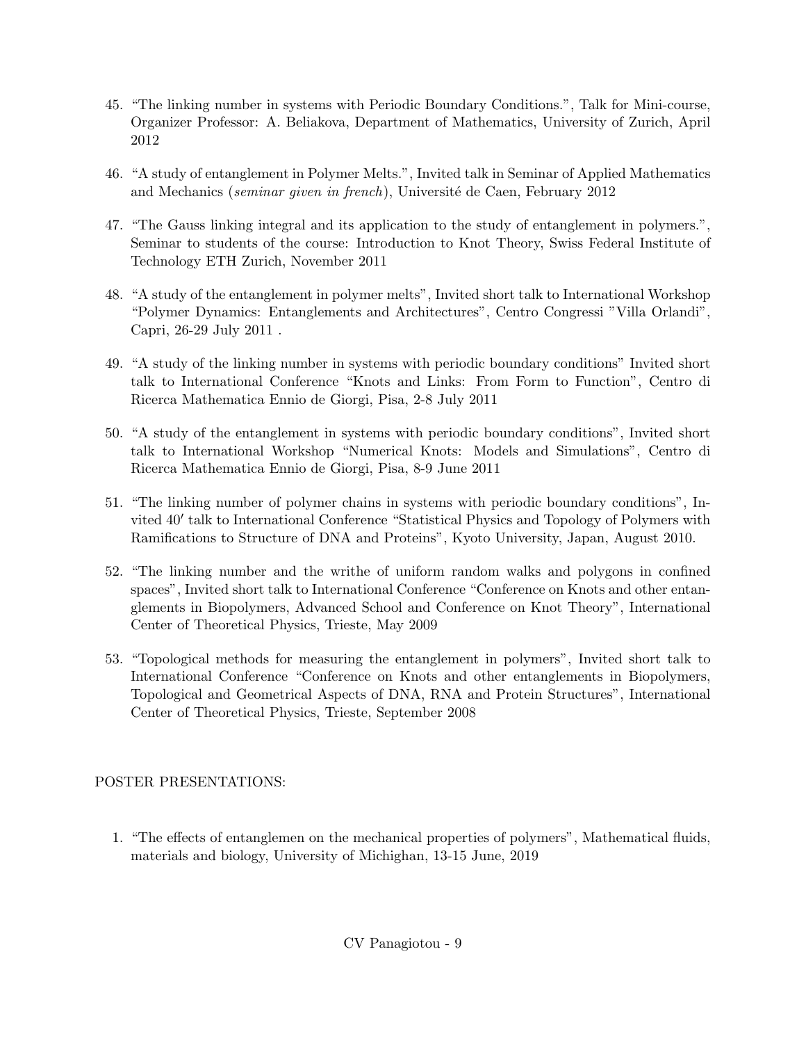45. "The linking number in systems with Periodic Boundary Conditions.", Talk for Mini-course, Organizer Professor: A. Beliakova, Department of Mathematics, University of Zurich, April 2012

46. "A study of entanglement in Polymer Melts.", Invited talk in Seminar of Applied Mathematics and Mechanics (*seminar given in french*), Université de Caen, February 2012

47. "The Gauss linking integral and its application to the study of entanglement in polymers.", Seminar to students of the course: Introduction to Knot Theory, Swiss Federal Institute of Technology ETH Zurich, November 2011

48. "A study of the entanglement in polymer melts", Invited short talk to International Workshop "Polymer Dynamics: Entanglements and Architectures", Centro Congressi "Villa Orlandi", Capri, 26-29 July 2011 .

49. "A study of the linking number in systems with periodic boundary conditions" Invited short talk to International Conference "Knots and Links: From Form to Function", Centro di Ricerca Mathematica Ennio de Giorgi, Pisa, 2-8 July 2011

50. "A study of the entanglement in systems with periodic boundary conditions", Invited short talk to International Workshop "Numerical Knots: Models and Simulations", Centro di Ricerca Mathematica Ennio de Giorgi, Pisa, 8-9 June 2011

51. "The linking number of polymer chains in systems with periodic boundary conditions", Invited 40′ talk to International Conference "Statistical Physics and Topology of Polymers with Ramifications to Structure of DNA and Proteins", Kyoto University, Japan, August 2010.

52. "The linking number and the writhe of uniform random walks and polygons in confined spaces", Invited short talk to International Conference "Conference on Knots and other entanglements in Biopolymers, Advanced School and Conference on Knot Theory", International Center of Theoretical Physics, Trieste, May 2009

53. "Topological methods for measuring the entanglement in polymers", Invited short talk to International Conference "Conference on Knots and other entanglements in Biopolymers, Topological and Geometrical Aspects of DNA, RNA and Protein Structures", International Center of Theoretical Physics, Trieste, September 2008

POSTER PRESENTATIONS:

1. "The effects of entanglemen on the mechanical properties of polymers", Mathematical fluids, materials and biology, University of Michighan, 13-15 June, 2019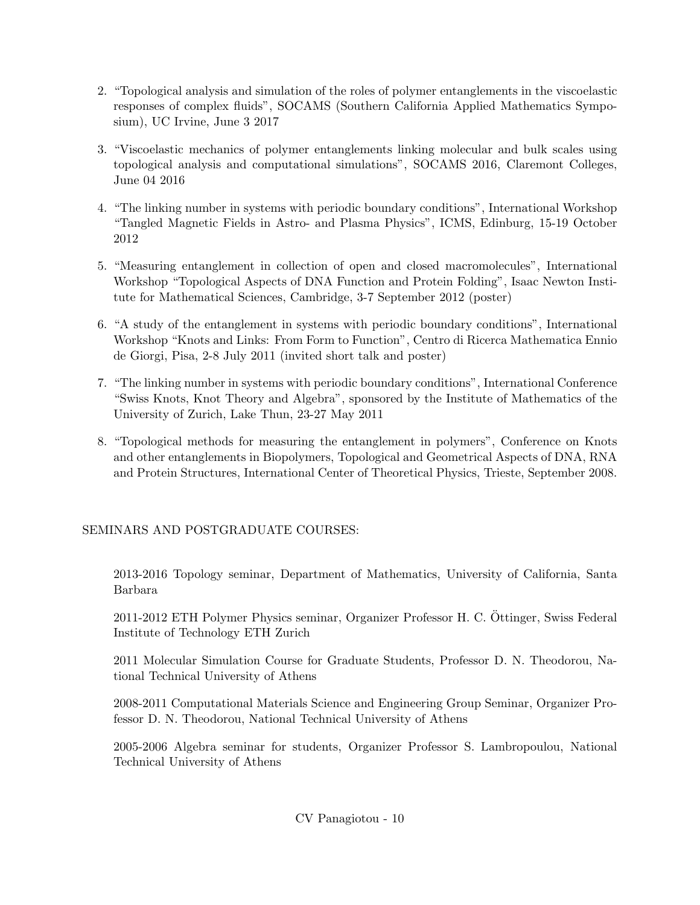2. "Topological analysis and simulation of the roles of polymer entanglements in the viscoelastic responses of complex fluids", SOCAMS (Southern California Applied Mathematics Symposium), UC Irvine, June 3 2017

3. "Viscoelastic mechanics of polymer entanglements linking molecular and bulk scales using topological analysis and computational simulations", SOCAMS 2016, Claremont Colleges, June 04 2016

4. "The linking number in systems with periodic boundary conditions", International Workshop "Tangled Magnetic Fields in Astro- and Plasma Physics", ICMS, Edinburg, 15-19 October 2012

5. "Measuring entanglement in collection of open and closed macromolecules", International Workshop "Topological Aspects of DNA Function and Protein Folding", Isaac Newton Institute for Mathematical Sciences, Cambridge, 3-7 September 2012 (poster)

6. "A study of the entanglement in systems with periodic boundary conditions", International Workshop "Knots and Links: From Form to Function", Centro di Ricerca Mathematica Ennio de Giorgi, Pisa, 2-8 July 2011 (invited short talk and poster)

7. "The linking number in systems with periodic boundary conditions", International Conference "Swiss Knots, Knot Theory and Algebra", sponsored by the Institute of Mathematics of the University of Zurich, Lake Thun, 23-27 May 2011

8. "Topological methods for measuring the entanglement in polymers", Conference on Knots and other entanglements in Biopolymers, Topological and Geometrical Aspects of DNA, RNA and Protein Structures, International Center of Theoretical Physics, Trieste, September 2008.

SEMINARS AND POSTGRADUATE COURSES:

2013-2016 Topology seminar, Department of Mathematics, University of California, Santa Barbara

2011-2012 ETH Polymer Physics seminar, Organizer Professor H. C. Öttinger, Swiss Federal Institute of Technology ETH Zurich

2011 Molecular Simulation Course for Graduate Students, Professor D. N. Theodorou, National Technical University of Athens

2008-2011 Computational Materials Science and Engineering Group Seminar, Organizer Professor D. N. Theodorou, National Technical University of Athens

2005-2006 Algebra seminar for students, Organizer Professor S. Lambropoulou, National Technical University of Athens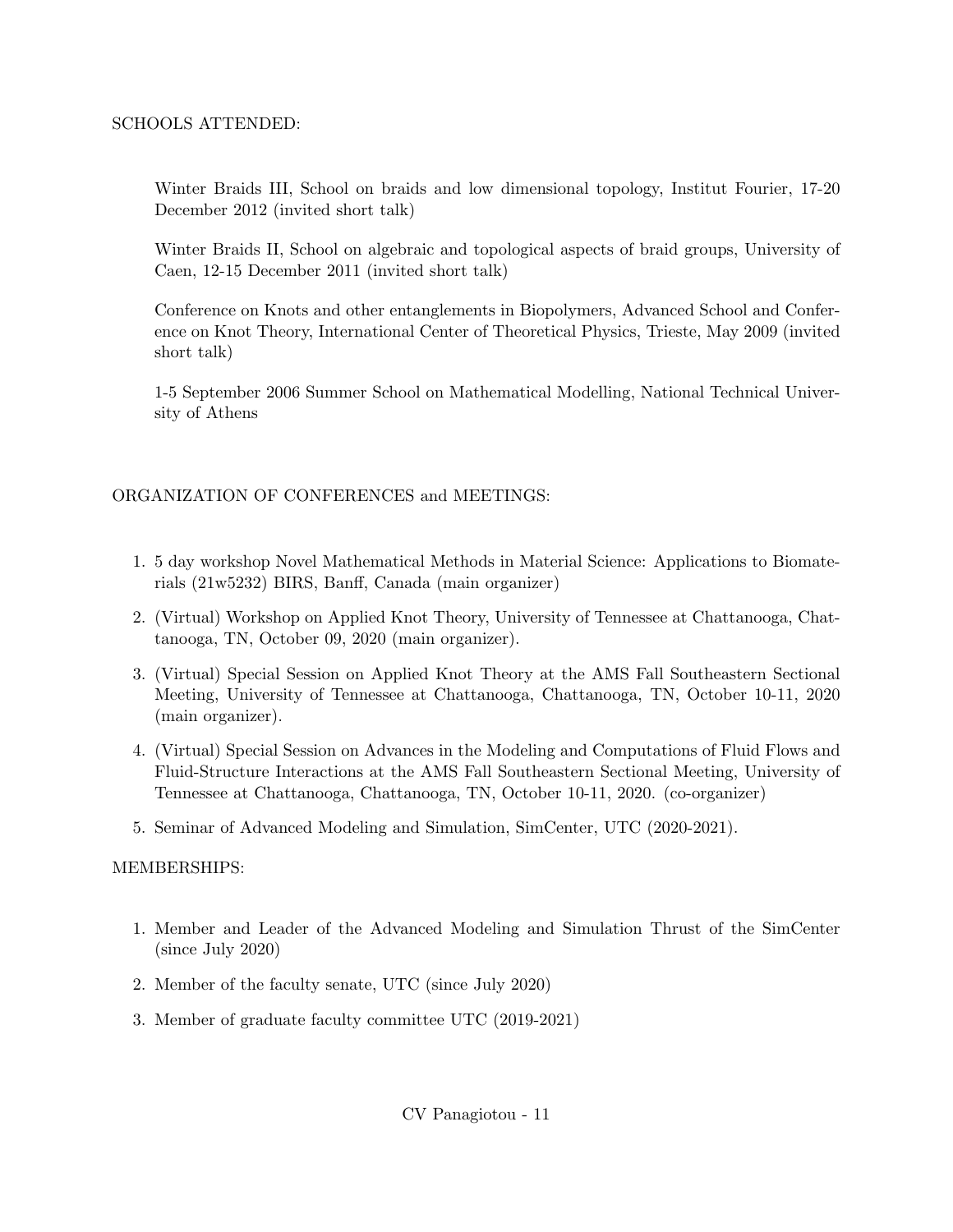SCHOOLS ATTENDED:

Winter Braids III, School on braids and low dimensional topology, Institut Fourier, 17-20 December 2012 (invited short talk)

Winter Braids II, School on algebraic and topological aspects of braid groups, University of Caen, 12-15 December 2011 (invited short talk)

Conference on Knots and other entanglements in Biopolymers, Advanced School and Conference on Knot Theory, International Center of Theoretical Physics, Trieste, May 2009 (invited short talk)

1-5 September 2006 Summer School on Mathematical Modelling, National Technical University of Athens

ORGANIZATION OF CONFERENCES and MEETINGS:

1. 5 day workshop Novel Mathematical Methods in Material Science: Applications to Biomaterials (21w5232) BIRS, Banff, Canada (main organizer)
2. (Virtual) Workshop on Applied Knot Theory, University of Tennessee at Chattanooga, Chattanooga, TN, October 09, 2020 (main organizer).
3. (Virtual) Special Session on Applied Knot Theory at the AMS Fall Southeastern Sectional Meeting, University of Tennessee at Chattanooga, Chattanooga, TN, October 10-11, 2020 (main organizer).
4. (Virtual) Special Session on Advances in the Modeling and Computations of Fluid Flows and Fluid-Structure Interactions at the AMS Fall Southeastern Sectional Meeting, University of Tennessee at Chattanooga, Chattanooga, TN, October 10-11, 2020. (co-organizer)
5. Seminar of Advanced Modeling and Simulation, SimCenter, UTC (2020-2021).

MEMBERSHIPS:

1. Member and Leader of the Advanced Modeling and Simulation Thrust of the SimCenter (since July 2020)
2. Member of the faculty senate, UTC (since July 2020)
3. Member of graduate faculty committee UTC (2019-2021)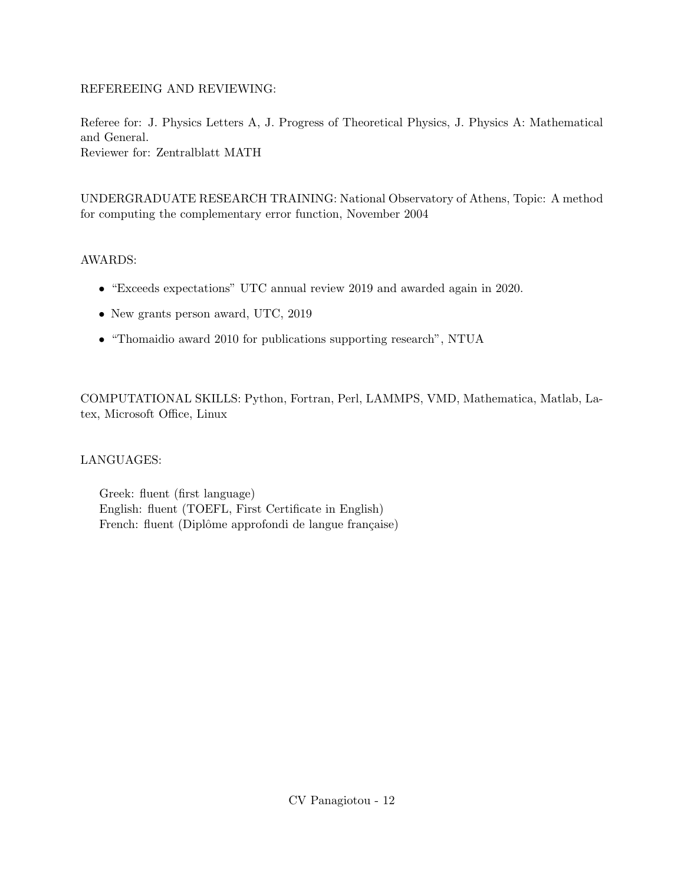REFEREEING AND REVIEWING:

Referee for: J. Physics Letters A, J. Progress of Theoretical Physics, J. Physics A: Mathematical and General.
Reviewer for: Zentralblatt MATH

UNDERGRADUATE RESEARCH TRAINING: National Observatory of Athens, Topic: A method for computing the complementary error function, November 2004

AWARDS:

- "Exceeds expectations" UTC annual review 2019 and awarded again in 2020.
- New grants person award, UTC, 2019
- "Thomaidio award 2010 for publications supporting research", NTUA

COMPUTATIONAL SKILLS: Python, Fortran, Perl, LAMMPS, VMD, Mathematica, Matlab, Latex, Microsoft Office, Linux

LANGUAGES:

Greek: fluent (first language)
English: fluent (TOEFL, First Certificate in English)
French: fluent (Diplôme approfondi de langue française)